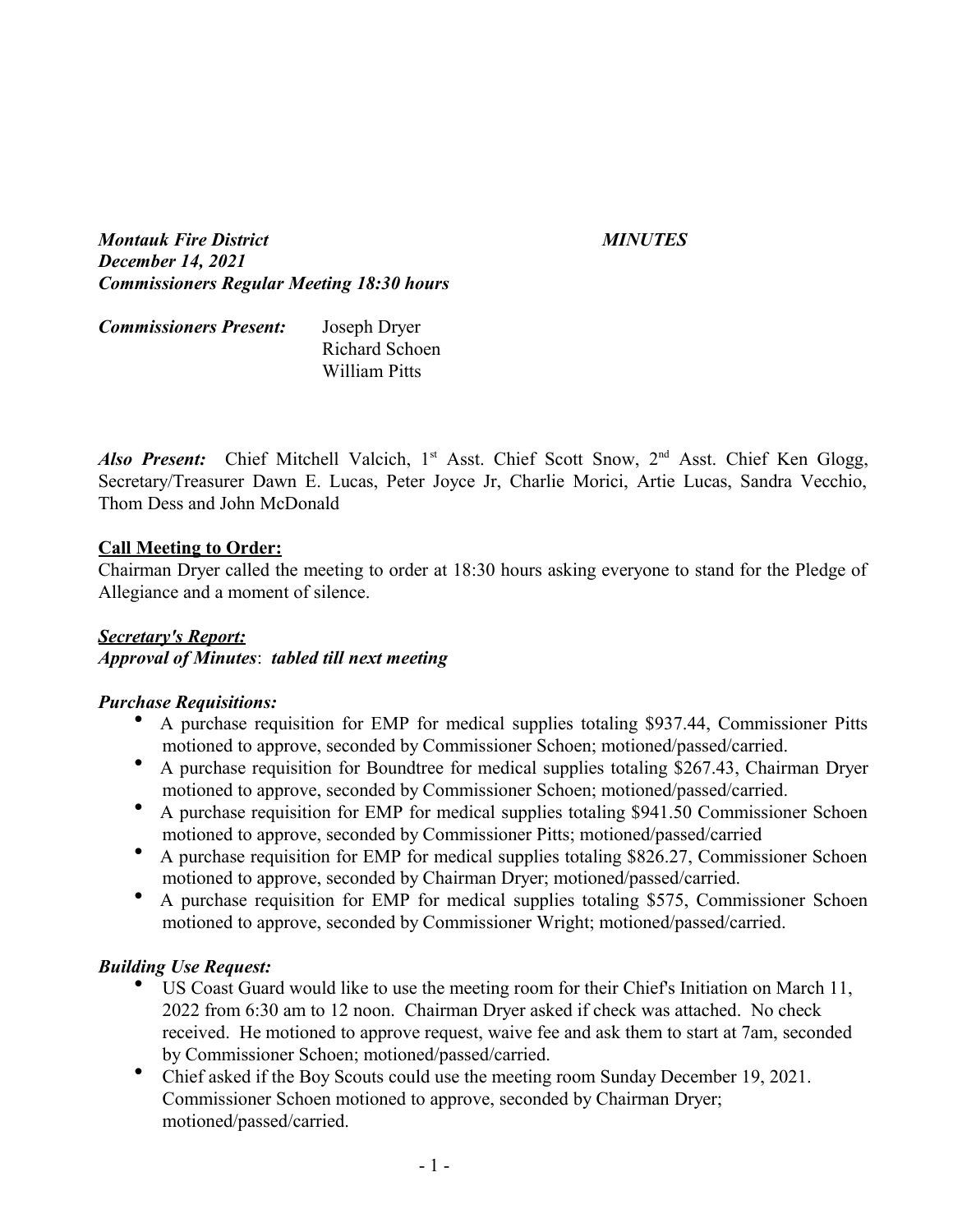***Montauk Fire District*** ***MINUTES***
***December 14, 2021***
***Commissioners Regular Meeting 18:30 hours***

***Commissioners Present:*** Joseph Dryer
Richard Schoen
William Pitts

***Also Present:*** Chief Mitchell Valcich, 1st Asst. Chief Scott Snow, 2nd Asst. Chief Ken Glogg, Secretary/Treasurer Dawn E. Lucas, Peter Joyce Jr, Charlie Morici, Artie Lucas, Sandra Vecchio, Thom Dess and John McDonald

**<u>Call Meeting to Order:</u>**
Chairman Dryer called the meeting to order at 18:30 hours asking everyone to stand for the Pledge of Allegiance and a moment of silence.

***<u>Secretary's Report:</u>***
***Approval of Minutes***: ***tabled till next meeting***

***Purchase Requisitions:***

- A purchase requisition for EMP for medical supplies totaling $937.44, Commissioner Pitts motioned to approve, seconded by Commissioner Schoen; motioned/passed/carried.
- A purchase requisition for Boundtree for medical supplies totaling $267.43, Chairman Dryer motioned to approve, seconded by Commissioner Schoen; motioned/passed/carried.
- A purchase requisition for EMP for medical supplies totaling $941.50 Commissioner Schoen motioned to approve, seconded by Commissioner Pitts; motioned/passed/carried
- A purchase requisition for EMP for medical supplies totaling $826.27, Commissioner Schoen motioned to approve, seconded by Chairman Dryer; motioned/passed/carried.
- A purchase requisition for EMP for medical supplies totaling $575, Commissioner Schoen motioned to approve, seconded by Commissioner Wright; motioned/passed/carried.

***Building Use Request:***

- US Coast Guard would like to use the meeting room for their Chief's Initiation on March 11, 2022 from 6:30 am to 12 noon. Chairman Dryer asked if check was attached. No check received. He motioned to approve request, waive fee and ask them to start at 7am, seconded by Commissioner Schoen; motioned/passed/carried.
- Chief asked if the Boy Scouts could use the meeting room Sunday December 19, 2021. Commissioner Schoen motioned to approve, seconded by Chairman Dryer; motioned/passed/carried.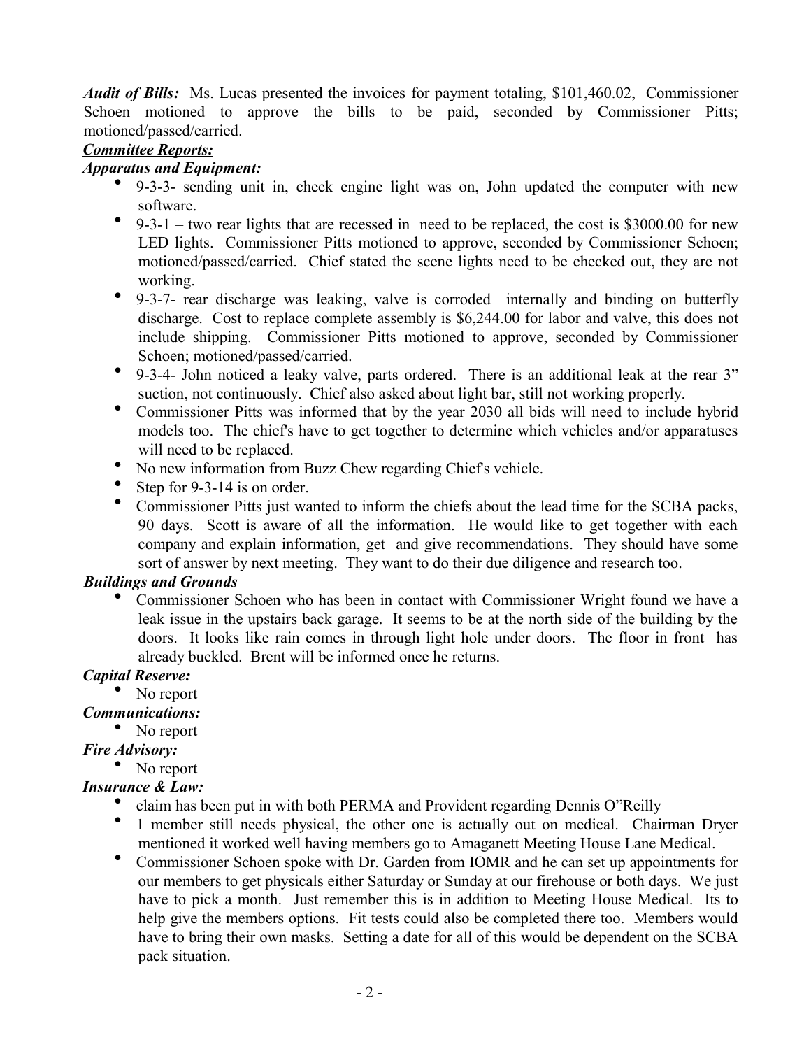***Audit of Bills:*** Ms. Lucas presented the invoices for payment totaling, $101,460.02, Commissioner Schoen motioned to approve the bills to be paid, seconded by Commissioner Pitts; motioned/passed/carried.

***Committee Reports:***

***Apparatus and Equipment:***

- 9-3-3- sending unit in, check engine light was on, John updated the computer with new software.
- 9-3-1 – two rear lights that are recessed in need to be replaced, the cost is $3000.00 for new LED lights. Commissioner Pitts motioned to approve, seconded by Commissioner Schoen; motioned/passed/carried. Chief stated the scene lights need to be checked out, they are not working.
- 9-3-7- rear discharge was leaking, valve is corroded internally and binding on butterfly discharge. Cost to replace complete assembly is $6,244.00 for labor and valve, this does not include shipping. Commissioner Pitts motioned to approve, seconded by Commissioner Schoen; motioned/passed/carried.
- 9-3-4- John noticed a leaky valve, parts ordered. There is an additional leak at the rear 3" suction, not continuously. Chief also asked about light bar, still not working properly.
- Commissioner Pitts was informed that by the year 2030 all bids will need to include hybrid models too. The chief's have to get together to determine which vehicles and/or apparatuses will need to be replaced.
- No new information from Buzz Chew regarding Chief's vehicle.
- Step for 9-3-14 is on order.
- Commissioner Pitts just wanted to inform the chiefs about the lead time for the SCBA packs, 90 days. Scott is aware of all the information. He would like to get together with each company and explain information, get and give recommendations. They should have some sort of answer by next meeting. They want to do their due diligence and research too.

***Buildings and Grounds***

- Commissioner Schoen who has been in contact with Commissioner Wright found we have a leak issue in the upstairs back garage. It seems to be at the north side of the building by the doors. It looks like rain comes in through light hole under doors. The floor in front has already buckled. Brent will be informed once he returns.

***Capital Reserve:***

- No report

***Communications:***

- No report

***Fire Advisory:***

- No report

***Insurance & Law:***

- claim has been put in with both PERMA and Provident regarding Dennis O"Reilly
- 1 member still needs physical, the other one is actually out on medical. Chairman Dryer mentioned it worked well having members go to Amaganett Meeting House Lane Medical.
- Commissioner Schoen spoke with Dr. Garden from IOMR and he can set up appointments for our members to get physicals either Saturday or Sunday at our firehouse or both days. We just have to pick a month. Just remember this is in addition to Meeting House Medical. Its to help give the members options. Fit tests could also be completed there too. Members would have to bring their own masks. Setting a date for all of this would be dependent on the SCBA pack situation.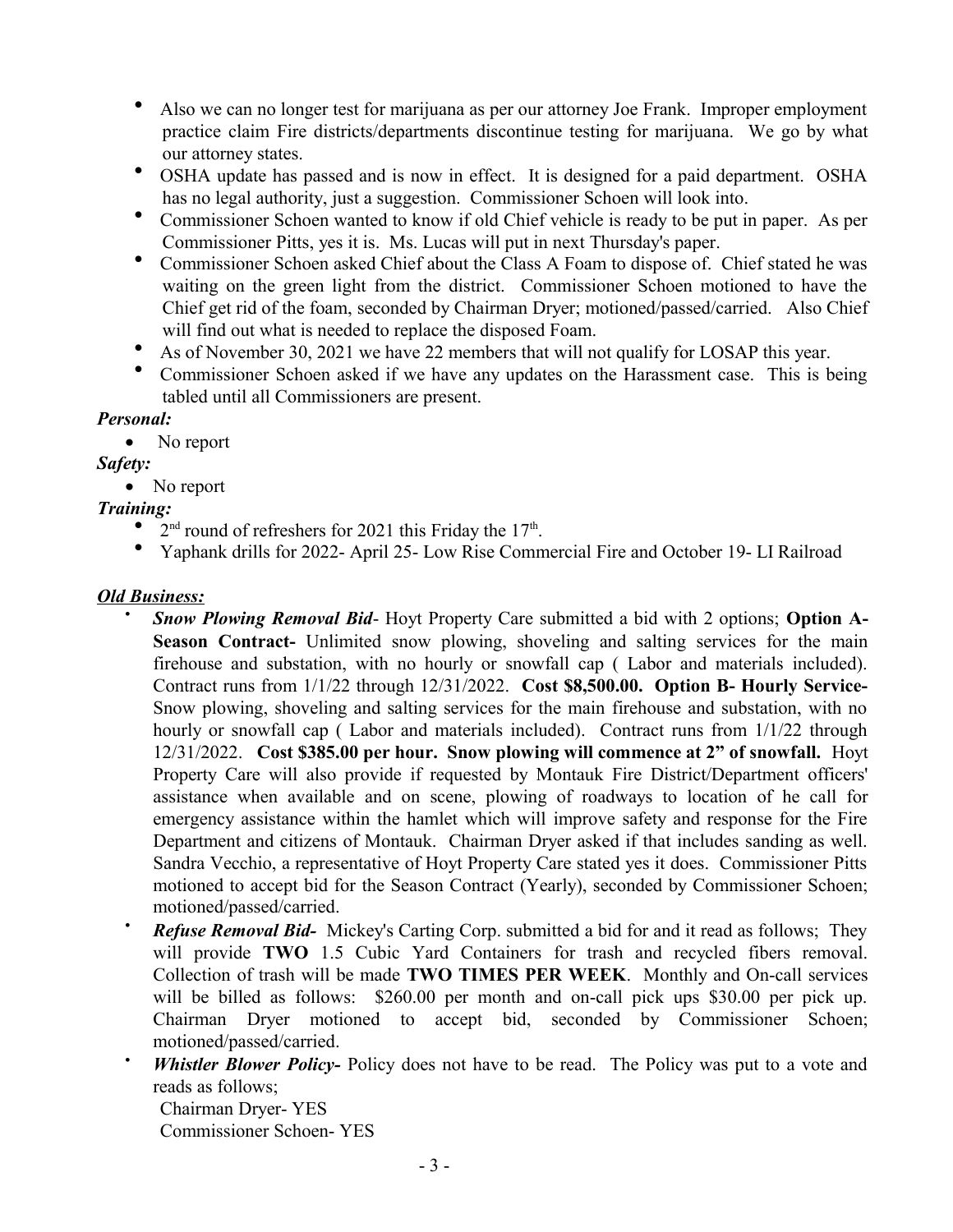- Also we can no longer test for marijuana as per our attorney Joe Frank. Improper employment practice claim Fire districts/departments discontinue testing for marijuana. We go by what our attorney states.
- OSHA update has passed and is now in effect. It is designed for a paid department. OSHA has no legal authority, just a suggestion. Commissioner Schoen will look into.
- Commissioner Schoen wanted to know if old Chief vehicle is ready to be put in paper. As per Commissioner Pitts, yes it is. Ms. Lucas will put in next Thursday's paper.
- Commissioner Schoen asked Chief about the Class A Foam to dispose of. Chief stated he was waiting on the green light from the district. Commissioner Schoen motioned to have the Chief get rid of the foam, seconded by Chairman Dryer; motioned/passed/carried. Also Chief will find out what is needed to replace the disposed Foam.
- As of November 30, 2021 we have 22 members that will not qualify for LOSAP this year.
- Commissioner Schoen asked if we have any updates on the Harassment case. This is being tabled until all Commissioners are present.

***Personal:***

- No report

***Safety:***

- No report

***Training:***

- 2nd round of refreshers for 2021 this Friday the 17th.
- Yaphank drills for 2022- April 25- Low Rise Commercial Fire and October 19- LI Railroad

***Old Business:***

- ***Snow Plowing Removal Bid***- Hoyt Property Care submitted a bid with 2 options; **Option A- Season Contract-** Unlimited snow plowing, shoveling and salting services for the main firehouse and substation, with no hourly or snowfall cap ( Labor and materials included). Contract runs from 1/1/22 through 12/31/2022. **Cost $8,500.00. Option B- Hourly Service-** Snow plowing, shoveling and salting services for the main firehouse and substation, with no hourly or snowfall cap ( Labor and materials included). Contract runs from 1/1/22 through 12/31/2022. **Cost $385.00 per hour. Snow plowing will commence at 2" of snowfall.** Hoyt Property Care will also provide if requested by Montauk Fire District/Department officers' assistance when available and on scene, plowing of roadways to location of he call for emergency assistance within the hamlet which will improve safety and response for the Fire Department and citizens of Montauk. Chairman Dryer asked if that includes sanding as well. Sandra Vecchio, a representative of Hoyt Property Care stated yes it does. Commissioner Pitts motioned to accept bid for the Season Contract (Yearly), seconded by Commissioner Schoen; motioned/passed/carried.
- ***Refuse Removal Bid-*** Mickey's Carting Corp. submitted a bid for and it read as follows; They will provide **TWO** 1.5 Cubic Yard Containers for trash and recycled fibers removal. Collection of trash will be made **TWO TIMES PER WEEK**. Monthly and On-call services will be billed as follows: $260.00 per month and on-call pick ups $30.00 per pick up. Chairman Dryer motioned to accept bid, seconded by Commissioner Schoen; motioned/passed/carried.
- ***Whistler Blower Policy-*** Policy does not have to be read. The Policy was put to a vote and reads as follows;
  Chairman Dryer- YES
  Commissioner Schoen- YES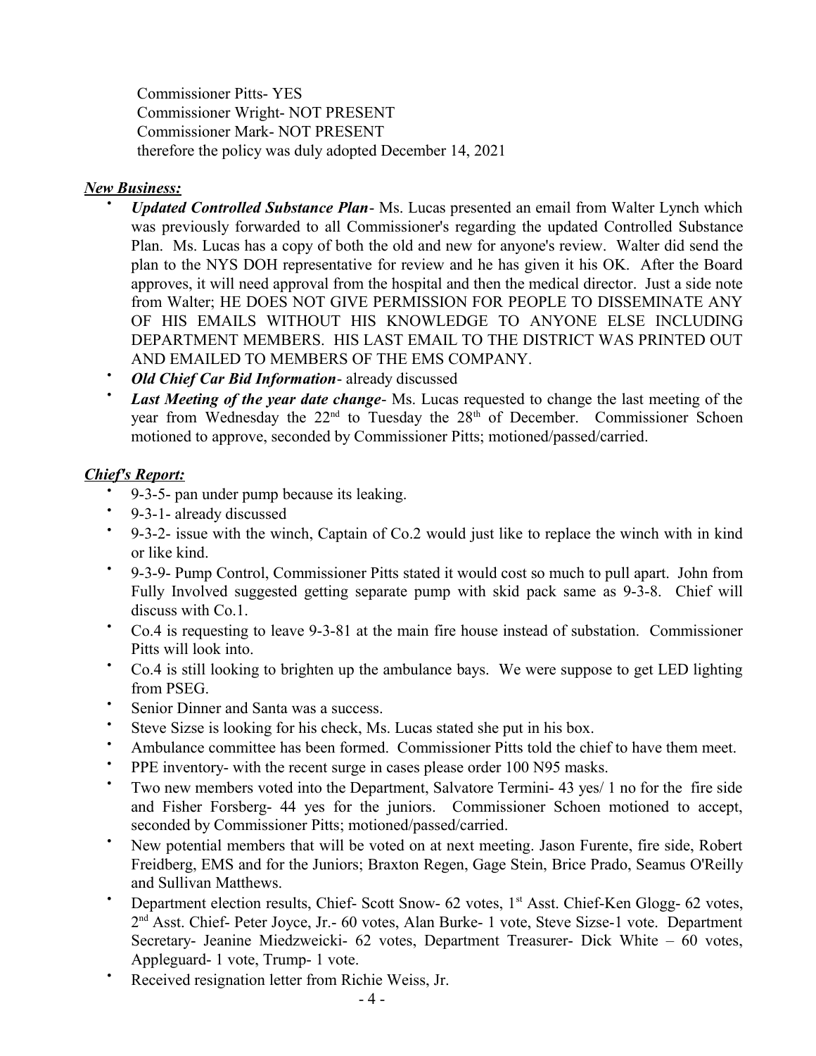Commissioner Pitts- YES
Commissioner Wright- NOT PRESENT
Commissioner Mark- NOT PRESENT
therefore the policy was duly adopted December 14, 2021

***New Business:***

- ***Updated Controlled Substance Plan***- Ms. Lucas presented an email from Walter Lynch which was previously forwarded to all Commissioner's regarding the updated Controlled Substance Plan. Ms. Lucas has a copy of both the old and new for anyone's review. Walter did send the plan to the NYS DOH representative for review and he has given it his OK. After the Board approves, it will need approval from the hospital and then the medical director. Just a side note from Walter; HE DOES NOT GIVE PERMISSION FOR PEOPLE TO DISSEMINATE ANY OF HIS EMAILS WITHOUT HIS KNOWLEDGE TO ANYONE ELSE INCLUDING DEPARTMENT MEMBERS. HIS LAST EMAIL TO THE DISTRICT WAS PRINTED OUT AND EMAILED TO MEMBERS OF THE EMS COMPANY.
- ***Old Chief Car Bid Information***- already discussed
- ***Last Meeting of the year date change***- Ms. Lucas requested to change the last meeting of the year from Wednesday the 22nd to Tuesday the 28th of December. Commissioner Schoen motioned to approve, seconded by Commissioner Pitts; motioned/passed/carried.

***Chief's Report:***

- 9-3-5- pan under pump because its leaking.
- 9-3-1- already discussed
- 9-3-2- issue with the winch, Captain of Co.2 would just like to replace the winch with in kind or like kind.
- 9-3-9- Pump Control, Commissioner Pitts stated it would cost so much to pull apart. John from Fully Involved suggested getting separate pump with skid pack same as 9-3-8. Chief will discuss with Co.1.
- Co.4 is requesting to leave 9-3-81 at the main fire house instead of substation. Commissioner Pitts will look into.
- Co.4 is still looking to brighten up the ambulance bays. We were suppose to get LED lighting from PSEG.
- Senior Dinner and Santa was a success.
- Steve Sizse is looking for his check, Ms. Lucas stated she put in his box.
- Ambulance committee has been formed. Commissioner Pitts told the chief to have them meet.
- PPE inventory- with the recent surge in cases please order 100 N95 masks.
- Two new members voted into the Department, Salvatore Termini- 43 yes/ 1 no for the fire side and Fisher Forsberg- 44 yes for the juniors. Commissioner Schoen motioned to accept, seconded by Commissioner Pitts; motioned/passed/carried.
- New potential members that will be voted on at next meeting. Jason Furente, fire side, Robert Freidberg, EMS and for the Juniors; Braxton Regen, Gage Stein, Brice Prado, Seamus O'Reilly and Sullivan Matthews.
- Department election results, Chief- Scott Snow- 62 votes, 1st Asst. Chief-Ken Glogg- 62 votes, 2nd Asst. Chief- Peter Joyce, Jr.- 60 votes, Alan Burke- 1 vote, Steve Sizse-1 vote. Department Secretary- Jeanine Miedzweicki- 62 votes, Department Treasurer- Dick White – 60 votes, Appleguard- 1 vote, Trump- 1 vote.
- Received resignation letter from Richie Weiss, Jr.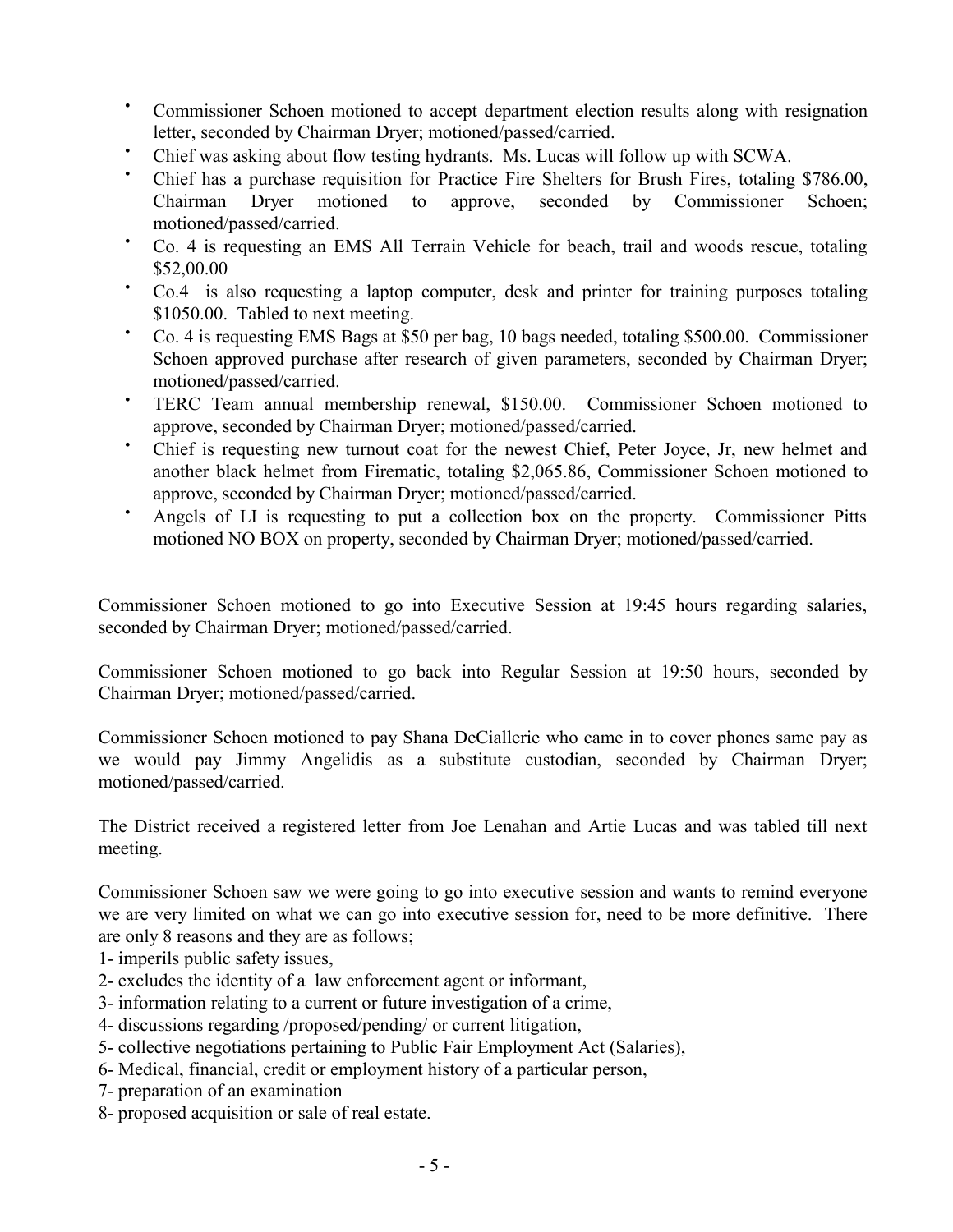- Commissioner Schoen motioned to accept department election results along with resignation letter, seconded by Chairman Dryer; motioned/passed/carried.
- Chief was asking about flow testing hydrants. Ms. Lucas will follow up with SCWA.
- Chief has a purchase requisition for Practice Fire Shelters for Brush Fires, totaling $786.00, Chairman Dryer motioned to approve, seconded by Commissioner Schoen; motioned/passed/carried.
- Co. 4 is requesting an EMS All Terrain Vehicle for beach, trail and woods rescue, totaling $52,00.00
- Co.4 is also requesting a laptop computer, desk and printer for training purposes totaling $1050.00. Tabled to next meeting.
- Co. 4 is requesting EMS Bags at $50 per bag, 10 bags needed, totaling $500.00. Commissioner Schoen approved purchase after research of given parameters, seconded by Chairman Dryer; motioned/passed/carried.
- TERC Team annual membership renewal, $150.00. Commissioner Schoen motioned to approve, seconded by Chairman Dryer; motioned/passed/carried.
- Chief is requesting new turnout coat for the newest Chief, Peter Joyce, Jr, new helmet and another black helmet from Firematic, totaling $2,065.86, Commissioner Schoen motioned to approve, seconded by Chairman Dryer; motioned/passed/carried.
- Angels of LI is requesting to put a collection box on the property. Commissioner Pitts motioned NO BOX on property, seconded by Chairman Dryer; motioned/passed/carried.

Commissioner Schoen motioned to go into Executive Session at 19:45 hours regarding salaries, seconded by Chairman Dryer; motioned/passed/carried.

Commissioner Schoen motioned to go back into Regular Session at 19:50 hours, seconded by Chairman Dryer; motioned/passed/carried.

Commissioner Schoen motioned to pay Shana DeCiallerie who came in to cover phones same pay as we would pay Jimmy Angelidis as a substitute custodian, seconded by Chairman Dryer; motioned/passed/carried.

The District received a registered letter from Joe Lenahan and Artie Lucas and was tabled till next meeting.

Commissioner Schoen saw we were going to go into executive session and wants to remind everyone we are very limited on what we can go into executive session for, need to be more definitive. There are only 8 reasons and they are as follows;

1- imperils public safety issues,
2- excludes the identity of a law enforcement agent or informant,
3- information relating to a current or future investigation of a crime,
4- discussions regarding /proposed/pending/ or current litigation,
5- collective negotiations pertaining to Public Fair Employment Act (Salaries),
6- Medical, financial, credit or employment history of a particular person,
7- preparation of an examination
8- proposed acquisition or sale of real estate.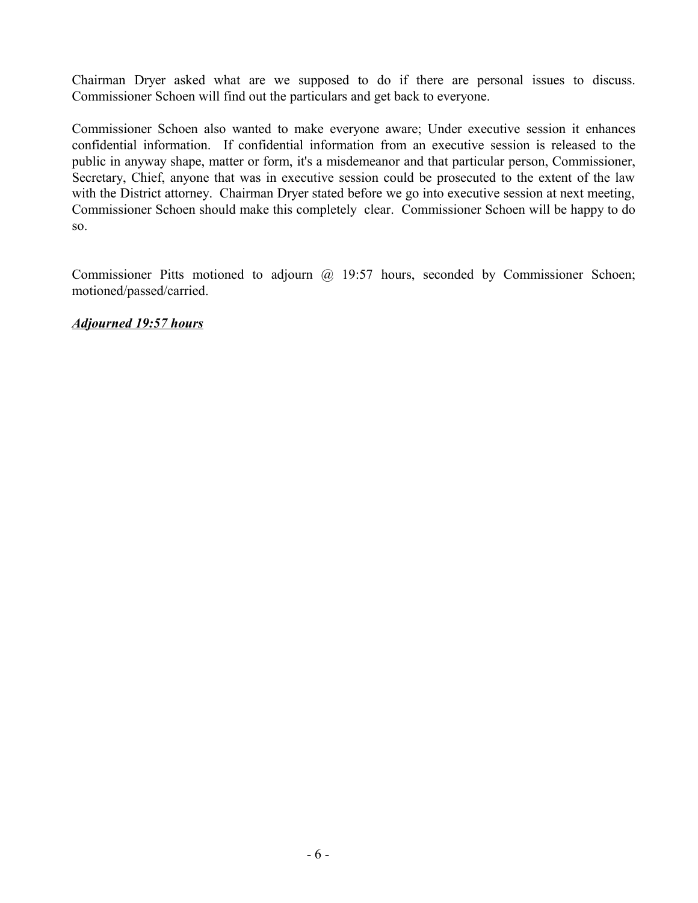Chairman Dryer asked what are we supposed to do if there are personal issues to discuss. Commissioner Schoen will find out the particulars and get back to everyone.

Commissioner Schoen also wanted to make everyone aware; Under executive session it enhances confidential information. If confidential information from an executive session is released to the public in anyway shape, matter or form, it's a misdemeanor and that particular person, Commissioner, Secretary, Chief, anyone that was in executive session could be prosecuted to the extent of the law with the District attorney. Chairman Dryer stated before we go into executive session at next meeting, Commissioner Schoen should make this completely clear. Commissioner Schoen will be happy to do so.

Commissioner Pitts motioned to adjourn @ 19:57 hours, seconded by Commissioner Schoen; motioned/passed/carried.

***<u>Adjourned 19:57 hours</u>***